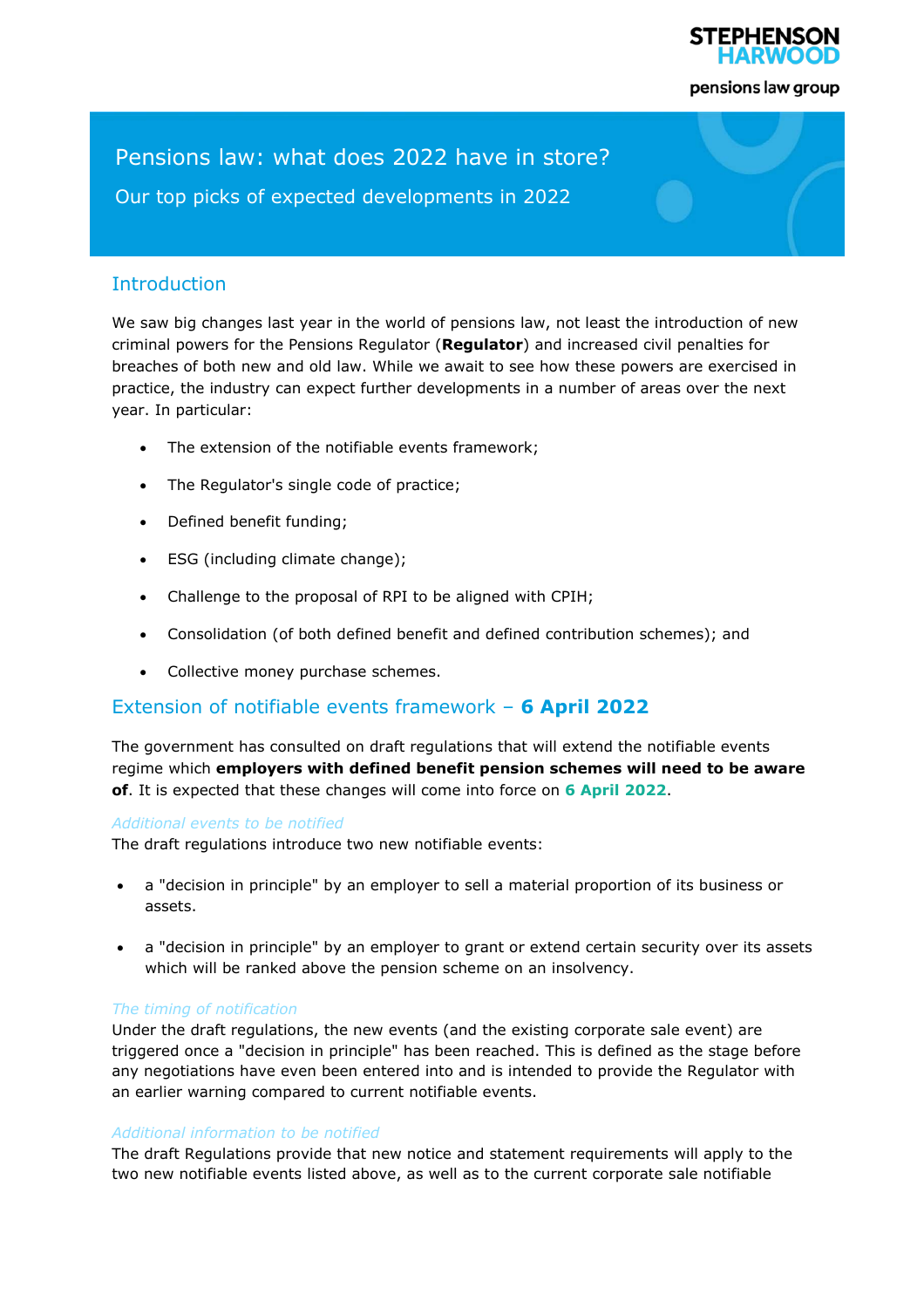STEPHENSON HARWOOD

pensions law group

# Pensions law: what does 2022 have in store?

Our top picks of expected developments in 2022

## Introduction

We saw big changes last year in the world of pensions law, not least the introduction of new criminal powers for the Pensions Regulator (**Regulator**) and increased civil penalties for breaches of both new and old law. While we await to see how these powers are exercised in practice, the industry can expect further developments in a number of areas over the next year. In particular:

- The extension of the notifiable events framework;
- The Regulator's single code of practice;
- Defined benefit funding;
- ESG (including climate change);
- Challenge to the proposal of RPI to be aligned with CPIH;
- Consolidation (of both defined benefit and defined contribution schemes); and
- Collective money purchase schemes.

## Extension of notifiable events framework – **6 April 2022**

The government has consulted on draft regulations that will extend the notifiable events regime which **employers with defined benefit pension schemes will need to be aware of**. It is expected that these changes will come into force on **6 April 2022**.

*Additional events to be notified*

The draft regulations introduce two new notifiable events:

- a "decision in principle" by an employer to sell a material proportion of its business or assets.
- a "decision in principle" by an employer to grant or extend certain security over its assets which will be ranked above the pension scheme on an insolvency.

*The timing of notification*

Under the draft regulations, the new events (and the existing corporate sale event) are triggered once a "decision in principle" has been reached. This is defined as the stage before any negotiations have even been entered into and is intended to provide the Regulator with an earlier warning compared to current notifiable events.

*Additional information to be notified*

The draft Regulations provide that new notice and statement requirements will apply to the two new notifiable events listed above, as well as to the current corporate sale notifiable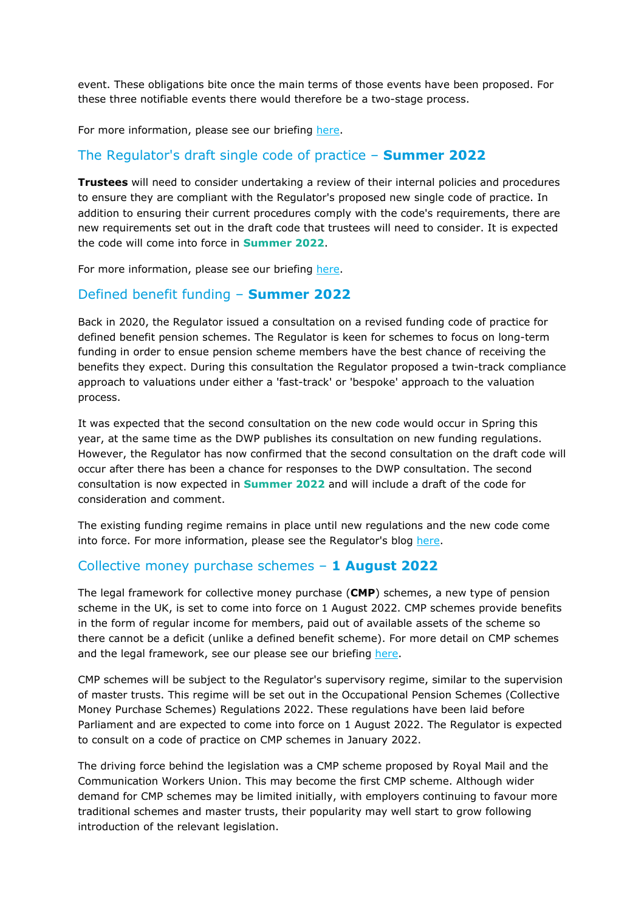event. These obligations bite once the main terms of those events have been proposed. For these three notifiable events there would therefore be a two-stage process.

For more information, please see our briefing here.

## The Regulator's draft single code of practice – **Summer 2022**

**Trustees** will need to consider undertaking a review of their internal policies and procedures to ensure they are compliant with the Regulator's proposed new single code of practice. In addition to ensuring their current procedures comply with the code's requirements, there are new requirements set out in the draft code that trustees will need to consider. It is expected the code will come into force in **Summer 2022**.

For more information, please see our briefing here.

## Defined benefit funding – **Summer 2022**

Back in 2020, the Regulator issued a consultation on a revised funding code of practice for defined benefit pension schemes. The Regulator is keen for schemes to focus on long-term funding in order to ensue pension scheme members have the best chance of receiving the benefits they expect. During this consultation the Regulator proposed a twin-track compliance approach to valuations under either a 'fast-track' or 'bespoke' approach to the valuation process.

It was expected that the second consultation on the new code would occur in Spring this year, at the same time as the DWP publishes its consultation on new funding regulations. However, the Regulator has now confirmed that the second consultation on the draft code will occur after there has been a chance for responses to the DWP consultation. The second consultation is now expected in **Summer 2022** and will include a draft of the code for consideration and comment.

The existing funding regime remains in place until new regulations and the new code come into force. For more information, please see the Regulator's blog here.

## Collective money purchase schemes – **1 August 2022**

The legal framework for collective money purchase (**CMP**) schemes, a new type of pension scheme in the UK, is set to come into force on 1 August 2022. CMP schemes provide benefits in the form of regular income for members, paid out of available assets of the scheme so there cannot be a deficit (unlike a defined benefit scheme). For more detail on CMP schemes and the legal framework, see our please see our briefing here.

CMP schemes will be subject to the Regulator's supervisory regime, similar to the supervision of master trusts. This regime will be set out in the Occupational Pension Schemes (Collective Money Purchase Schemes) Regulations 2022. These regulations have been laid before Parliament and are expected to come into force on 1 August 2022. The Regulator is expected to consult on a code of practice on CMP schemes in January 2022.

The driving force behind the legislation was a CMP scheme proposed by Royal Mail and the Communication Workers Union. This may become the first CMP scheme. Although wider demand for CMP schemes may be limited initially, with employers continuing to favour more traditional schemes and master trusts, their popularity may well start to grow following introduction of the relevant legislation.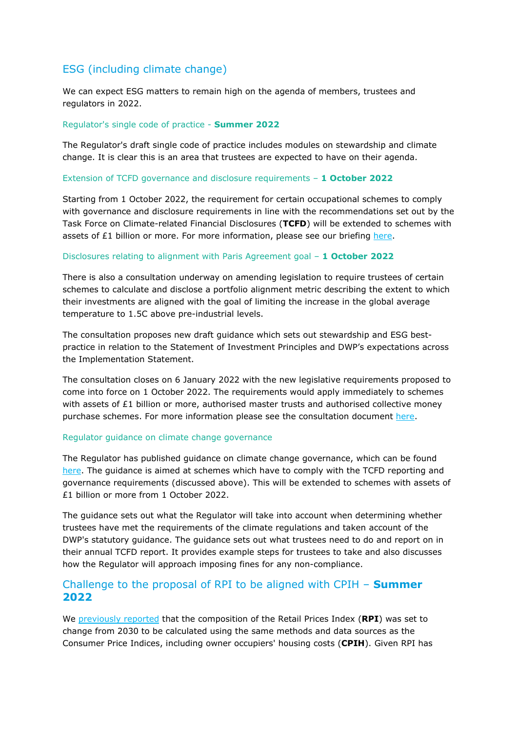## ESG (including climate change)

We can expect ESG matters to remain high on the agenda of members, trustees and regulators in 2022.

### Regulator's single code of practice - **Summer 2022**

The Regulator's draft single code of practice includes modules on stewardship and climate change. It is clear this is an area that trustees are expected to have on their agenda.

### Extension of TCFD governance and disclosure requirements – **1 October 2022**

Starting from 1 October 2022, the requirement for certain occupational schemes to comply with governance and disclosure requirements in line with the recommendations set out by the Task Force on Climate-related Financial Disclosures (**TCFD**) will be extended to schemes with assets of £1 billion or more. For more information, please see our briefing here.

### Disclosures relating to alignment with Paris Agreement goal – **1 October 2022**

There is also a consultation underway on amending legislation to require trustees of certain schemes to calculate and disclose a portfolio alignment metric describing the extent to which their investments are aligned with the goal of limiting the increase in the global average temperature to 1.5C above pre-industrial levels.

The consultation proposes new draft guidance which sets out stewardship and ESG best-practice in relation to the Statement of Investment Principles and DWP's expectations across the Implementation Statement.

The consultation closes on 6 January 2022 with the new legislative requirements proposed to come into force on 1 October 2022. The requirements would apply immediately to schemes with assets of £1 billion or more, authorised master trusts and authorised collective money purchase schemes. For more information please see the consultation document here.

### Regulator guidance on climate change governance

The Regulator has published guidance on climate change governance, which can be found here. The guidance is aimed at schemes which have to comply with the TCFD reporting and governance requirements (discussed above). This will be extended to schemes with assets of £1 billion or more from 1 October 2022.

The guidance sets out what the Regulator will take into account when determining whether trustees have met the requirements of the climate regulations and taken account of the DWP's statutory guidance. The guidance sets out what trustees need to do and report on in their annual TCFD report. It provides example steps for trustees to take and also discusses how the Regulator will approach imposing fines for any non-compliance.

## Challenge to the proposal of RPI to be aligned with CPIH – **Summer 2022**

We previously reported that the composition of the Retail Prices Index (**RPI**) was set to change from 2030 to be calculated using the same methods and data sources as the Consumer Price Indices, including owner occupiers' housing costs (**CPIH**). Given RPI has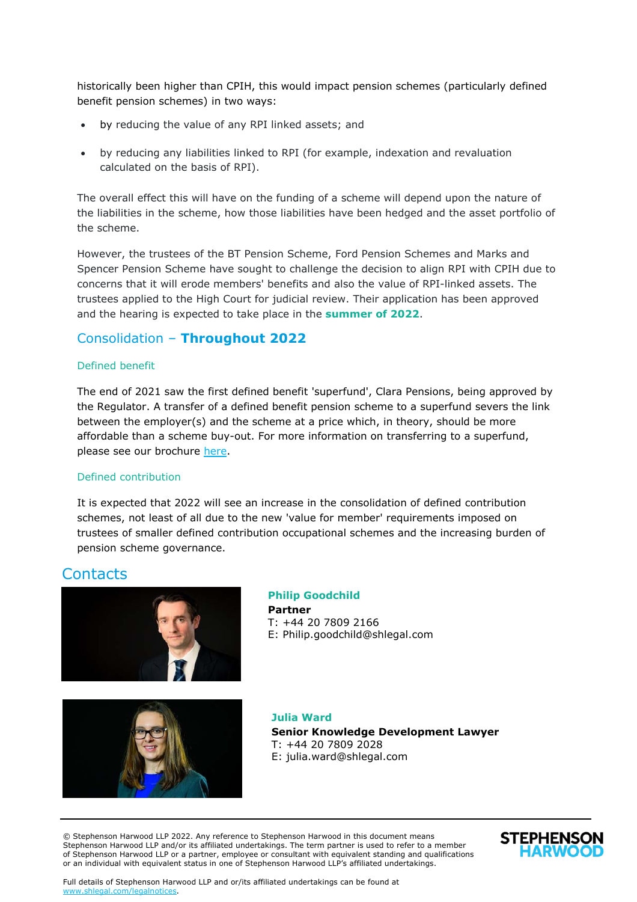historically been higher than CPIH, this would impact pension schemes (particularly defined benefit pension schemes) in two ways:

- by reducing the value of any RPI linked assets; and
- by reducing any liabilities linked to RPI (for example, indexation and revaluation calculated on the basis of RPI).

The overall effect this will have on the funding of a scheme will depend upon the nature of the liabilities in the scheme, how those liabilities have been hedged and the asset portfolio of the scheme.

However, the trustees of the BT Pension Scheme, Ford Pension Schemes and Marks and Spencer Pension Scheme have sought to challenge the decision to align RPI with CPIH due to concerns that it will erode members' benefits and also the value of RPI-linked assets. The trustees applied to the High Court for judicial review. Their application has been approved and the hearing is expected to take place in the **summer of 2022**.

## Consolidation – **Throughout 2022**

### Defined benefit

The end of 2021 saw the first defined benefit 'superfund', Clara Pensions, being approved by the Regulator. A transfer of a defined benefit pension scheme to a superfund severs the link between the employer(s) and the scheme at a price which, in theory, should be more affordable than a scheme buy-out. For more information on transferring to a superfund, please see our brochure here.

### Defined contribution

It is expected that 2022 will see an increase in the consolidation of defined contribution schemes, not least of all due to the new 'value for member' requirements imposed on trustees of smaller defined contribution occupational schemes and the increasing burden of pension scheme governance.

# Contacts

**Philip Goodchild**
**Partner**
T: +44 20 7809 2166
E: Philip.goodchild@shlegal.com

**Julia Ward**
**Senior Knowledge Development Lawyer**
T: +44 20 7809 2028
E: julia.ward@shlegal.com

© Stephenson Harwood LLP 2022. Any reference to Stephenson Harwood in this document means Stephenson Harwood LLP and/or its affiliated undertakings. The term partner is used to refer to a member of Stephenson Harwood LLP or a partner, employee or consultant with equivalent standing and qualifications or an individual with equivalent status in one of Stephenson Harwood LLP's affiliated undertakings.

Full details of Stephenson Harwood LLP and or/its affiliated undertakings can be found at www.shlegal.com/legalnotices.